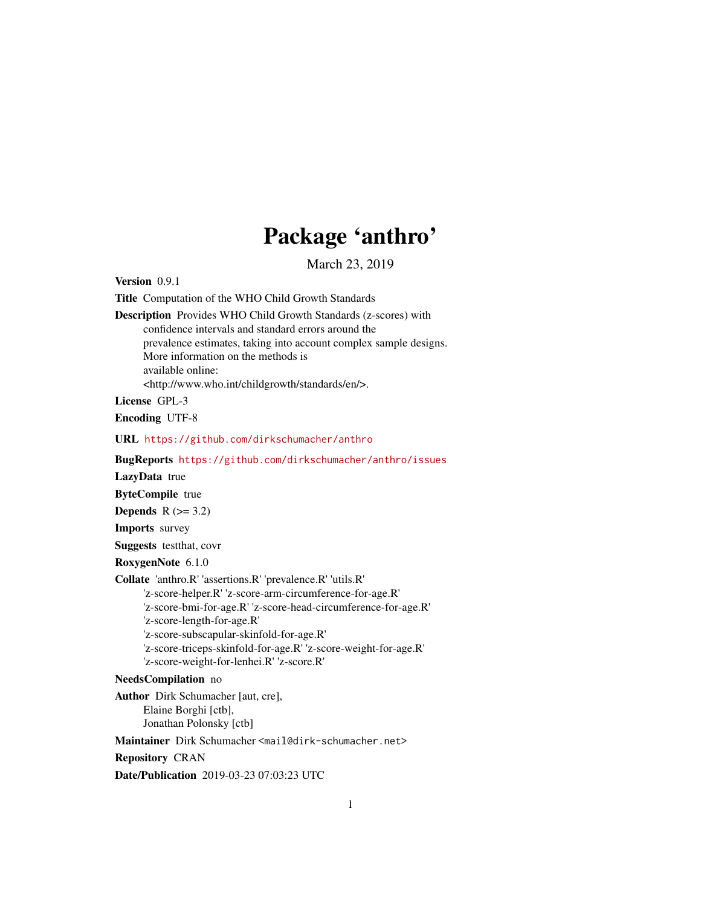# Package 'anthro'

March 23, 2019

**Version** 0.9.1

**Title** Computation of the WHO Child Growth Standards

**Description** Provides WHO Child Growth Standards (z-scores) with confidence intervals and standard errors around the prevalence estimates, taking into account complex sample designs. More information on the methods is available online: <http://www.who.int/childgrowth/standards/en/>.

**License** GPL-3

**Encoding** UTF-8

**URL** https://github.com/dirkschumacher/anthro

**BugReports** https://github.com/dirkschumacher/anthro/issues

**LazyData** true

**ByteCompile** true

**Depends** R (>= 3.2)

**Imports** survey

**Suggests** testthat, covr

**RoxygenNote** 6.1.0

**Collate** 'anthro.R' 'assertions.R' 'prevalence.R' 'utils.R' 'z-score-helper.R' 'z-score-arm-circumference-for-age.R' 'z-score-bmi-for-age.R' 'z-score-head-circumference-for-age.R' 'z-score-length-for-age.R' 'z-score-subscapular-skinfold-for-age.R' 'z-score-triceps-skinfold-for-age.R' 'z-score-weight-for-age.R' 'z-score-weight-for-lenhei.R' 'z-score.R'

**NeedsCompilation** no

**Author** Dirk Schumacher [aut, cre], Elaine Borghi [ctb], Jonathan Polonsky [ctb]

**Maintainer** Dirk Schumacher <mail@dirk-schumacher.net>

**Repository** CRAN

**Date/Publication** 2019-03-23 07:03:23 UTC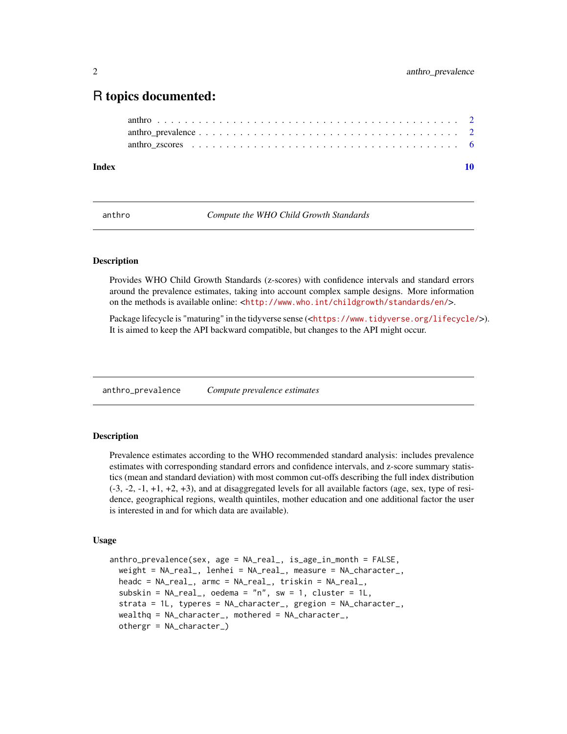# R topics documented:

anthro . . . . . . . . . . . . . . . . . . . . . . . . . . . . . . . . . . . . . . . . . . 2
anthro_prevalence . . . . . . . . . . . . . . . . . . . . . . . . . . . . . . . . . . . 2
anthro_zscores . . . . . . . . . . . . . . . . . . . . . . . . . . . . . . . . . . . . . 6

**Index** **10**

---

`anthro` *Compute the WHO Child Growth Standards*

---

### Description

Provides WHO Child Growth Standards (z-scores) with confidence intervals and standard errors around the prevalence estimates, taking into account complex sample designs. More information on the methods is available online: <http://www.who.int/childgrowth/standards/en/>.

Package lifecycle is "maturing" in the tidyverse sense (<https://www.tidyverse.org/lifecycle/>). It is aimed to keep the API backward compatible, but changes to the API might occur.

---

`anthro_prevalence` *Compute prevalence estimates*

---

### Description

Prevalence estimates according to the WHO recommended standard analysis: includes prevalence estimates with corresponding standard errors and confidence intervals, and z-score summary statistics (mean and standard deviation) with most common cut-offs describing the full index distribution (-3, -2, -1, +1, +2, +3), and at disaggregated levels for all available factors (age, sex, type of residence, geographical regions, wealth quintiles, mother education and one additional factor the user is interested in and for which data are available).

### Usage

```
anthro_prevalence(sex, age = NA_real_, is_age_in_month = FALSE,
  weight = NA_real_, lenhei = NA_real_, measure = NA_character_,
  headc = NA_real_, armc = NA_real_, triskin = NA_real_,
  subskin = NA_real_, oedema = "n", sw = 1, cluster = 1L,
  strata = 1L, typeres = NA_character_, gregion = NA_character_,
  wealthq = NA_character_, mothered = NA_character_,
  othergr = NA_character_)
```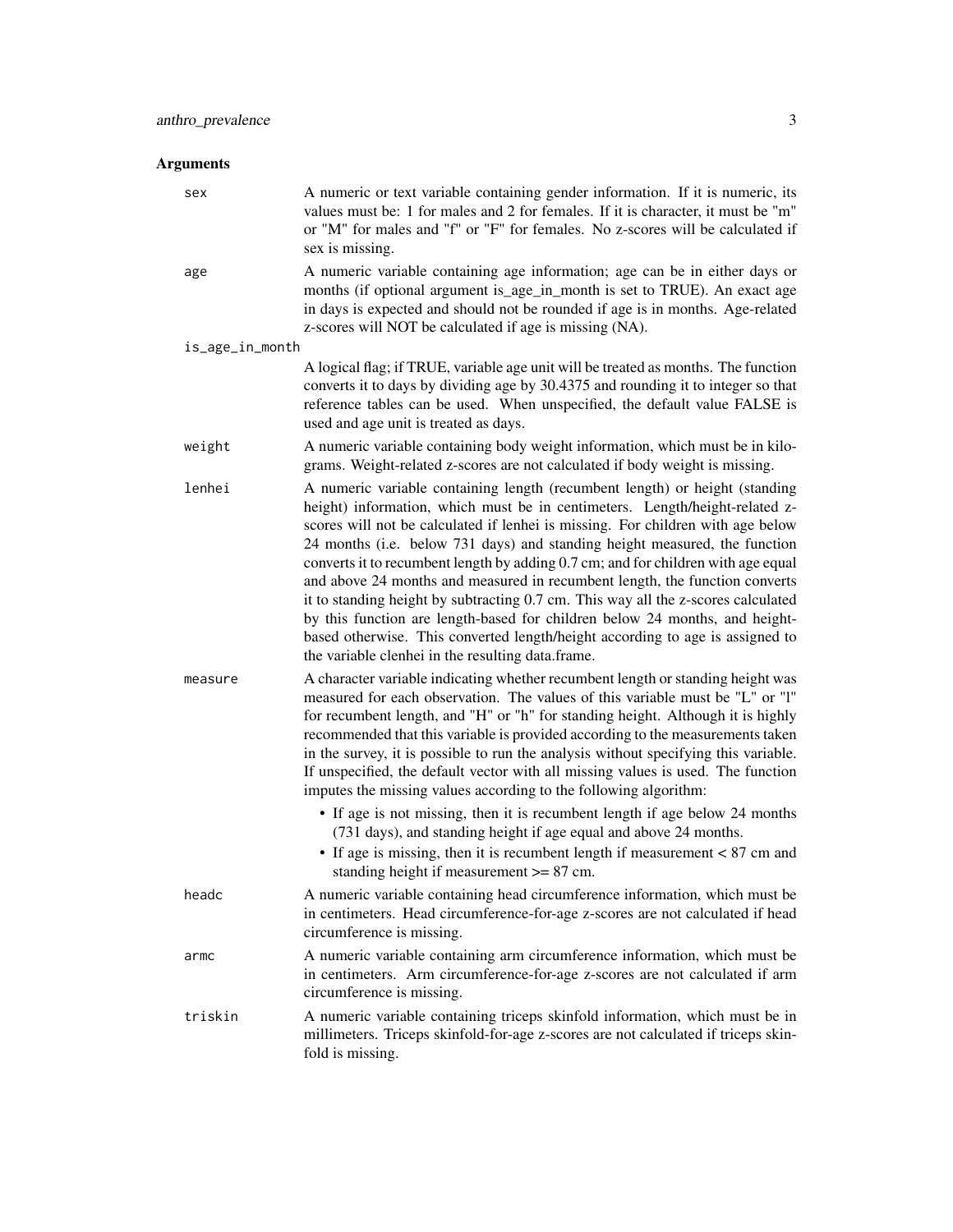## Arguments

**sex**
A numeric or text variable containing gender information. If it is numeric, its values must be: 1 for males and 2 for females. If it is character, it must be "m" or "M" for males and "f" or "F" for females. No z-scores will be calculated if sex is missing.

**age**
A numeric variable containing age information; age can be in either days or months (if optional argument is_age_in_month is set to TRUE). An exact age in days is expected and should not be rounded if age is in months. Age-related z-scores will NOT be calculated if age is missing (NA).

**is_age_in_month**
A logical flag; if TRUE, variable age unit will be treated as months. The function converts it to days by dividing age by 30.4375 and rounding it to integer so that reference tables can be used. When unspecified, the default value FALSE is used and age unit is treated as days.

**weight**
A numeric variable containing body weight information, which must be in kilograms. Weight-related z-scores are not calculated if body weight is missing.

**lenhei**
A numeric variable containing length (recumbent length) or height (standing height) information, which must be in centimeters. Length/height-related z-scores will not be calculated if lenhei is missing. For children with age below 24 months (i.e. below 731 days) and standing height measured, the function converts it to recumbent length by adding 0.7 cm; and for children with age equal and above 24 months and measured in recumbent length, the function converts it to standing height by subtracting 0.7 cm. This way all the z-scores calculated by this function are length-based for children below 24 months, and height-based otherwise. This converted length/height according to age is assigned to the variable clenhei in the resulting data.frame.

**measure**
A character variable indicating whether recumbent length or standing height was measured for each observation. The values of this variable must be "L" or "l" for recumbent length, and "H" or "h" for standing height. Although it is highly recommended that this variable is provided according to the measurements taken in the survey, it is possible to run the analysis without specifying this variable. If unspecified, the default vector with all missing values is used. The function imputes the missing values according to the following algorithm:

- If age is not missing, then it is recumbent length if age below 24 months (731 days), and standing height if age equal and above 24 months.
- If age is missing, then it is recumbent length if measurement < 87 cm and standing height if measurement >= 87 cm.

**headc**
A numeric variable containing head circumference information, which must be in centimeters. Head circumference-for-age z-scores are not calculated if head circumference is missing.

**armc**
A numeric variable containing arm circumference information, which must be in centimeters. Arm circumference-for-age z-scores are not calculated if arm circumference is missing.

**triskin**
A numeric variable containing triceps skinfold information, which must be in millimeters. Triceps skinfold-for-age z-scores are not calculated if triceps skinfold is missing.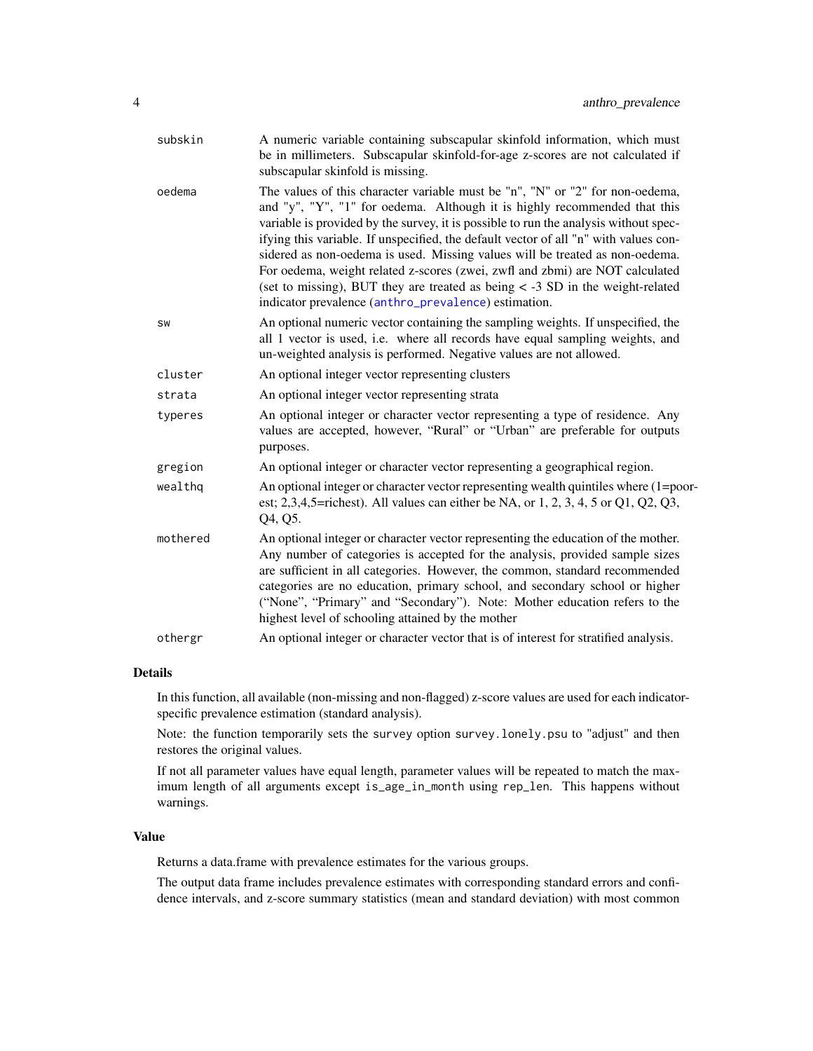| | |
|---|---|
| subskin | A numeric variable containing subscapular skinfold information, which must be in millimeters. Subscapular skinfold-for-age z-scores are not calculated if subscapular skinfold is missing. |
| oedema | The values of this character variable must be "n", "N" or "2" for non-oedema, and "y", "Y", "1" for oedema. Although it is highly recommended that this variable is provided by the survey, it is possible to run the analysis without specifying this variable. If unspecified, the default vector of all "n" with values considered as non-oedema is used. Missing values will be treated as non-oedema. For oedema, weight related z-scores (zwei, zwfl and zbmi) are NOT calculated (set to missing), BUT they are treated as being < -3 SD in the weight-related indicator prevalence (anthro_prevalence) estimation. |
| sw | An optional numeric vector containing the sampling weights. If unspecified, the all 1 vector is used, i.e. where all records have equal sampling weights, and un-weighted analysis is performed. Negative values are not allowed. |
| cluster | An optional integer vector representing clusters |
| strata | An optional integer vector representing strata |
| typeres | An optional integer or character vector representing a type of residence. Any values are accepted, however, "Rural" or "Urban" are preferable for outputs purposes. |
| gregion | An optional integer or character vector representing a geographical region. |
| wealthq | An optional integer or character vector representing wealth quintiles where (1=poorest; 2,3,4,5=richest). All values can either be NA, or 1, 2, 3, 4, 5 or Q1, Q2, Q3, Q4, Q5. |
| mothered | An optional integer or character vector representing the education of the mother. Any number of categories is accepted for the analysis, provided sample sizes are sufficient in all categories. However, the common, standard recommended categories are no education, primary school, and secondary school or higher ("None", "Primary" and "Secondary"). Note: Mother education refers to the highest level of schooling attained by the mother |
| othergr | An optional integer or character vector that is of interest for stratified analysis. |

## Details

In this function, all available (non-missing and non-flagged) z-score values are used for each indicator-specific prevalence estimation (standard analysis).

Note: the function temporarily sets the survey option survey.lonely.psu to "adjust" and then restores the original values.

If not all parameter values have equal length, parameter values will be repeated to match the maximum length of all arguments except is_age_in_month using rep_len. This happens without warnings.

## Value

Returns a data.frame with prevalence estimates for the various groups.

The output data frame includes prevalence estimates with corresponding standard errors and confidence intervals, and z-score summary statistics (mean and standard deviation) with most common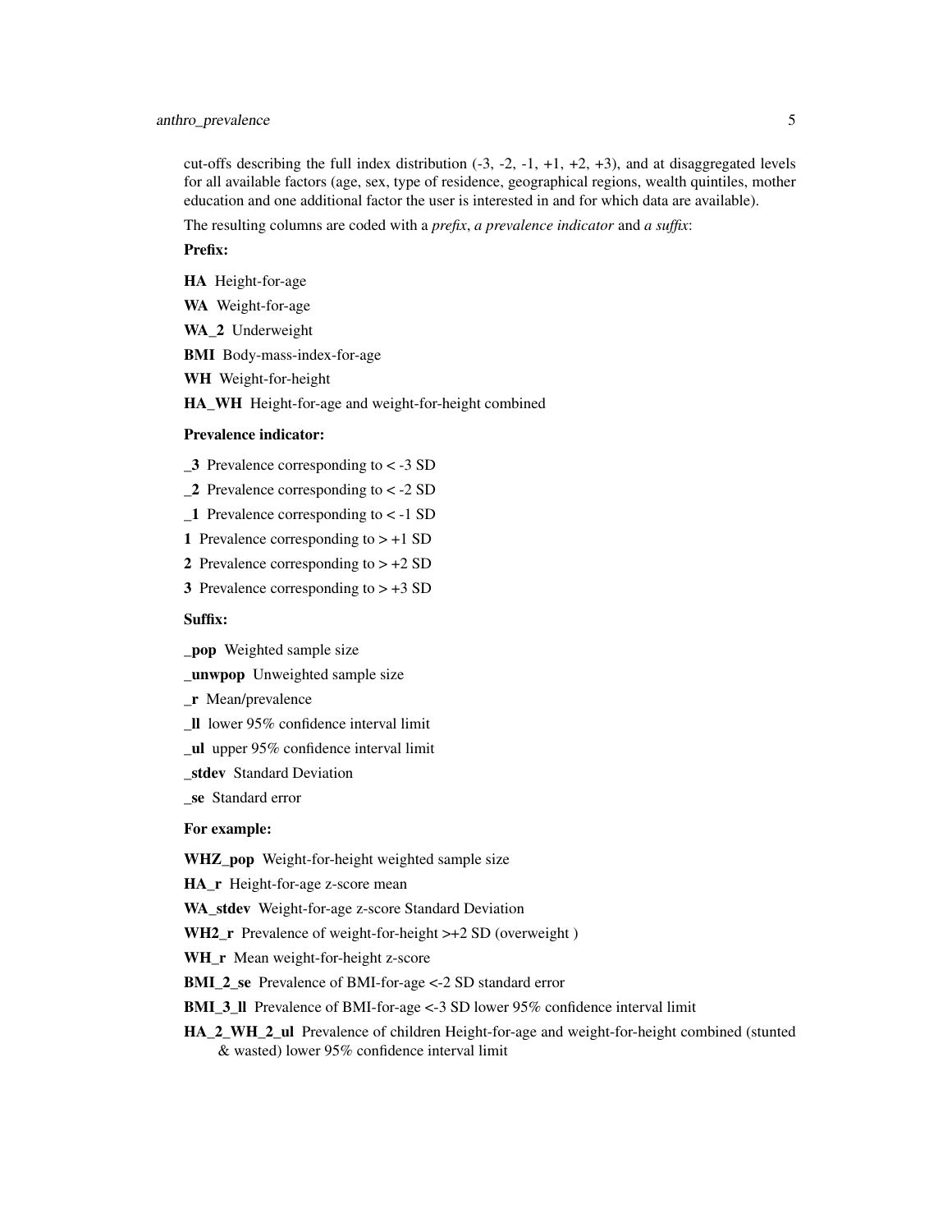cut-offs describing the full index distribution (-3, -2, -1, +1, +2, +3), and at disaggregated levels for all available factors (age, sex, type of residence, geographical regions, wealth quintiles, mother education and one additional factor the user is interested in and for which data are available).

The resulting columns are coded with a *prefix*, *a prevalence indicator* and *a suffix*:

**Prefix:**

**HA** Height-for-age

**WA** Weight-for-age

**WA_2** Underweight

**BMI** Body-mass-index-for-age

**WH** Weight-for-height

**HA_WH** Height-for-age and weight-for-height combined

**Prevalence indicator:**

**_3** Prevalence corresponding to < -3 SD

**_2** Prevalence corresponding to < -2 SD

**_1** Prevalence corresponding to < -1 SD

**1** Prevalence corresponding to > +1 SD

**2** Prevalence corresponding to > +2 SD

**3** Prevalence corresponding to > +3 SD

**Suffix:**

**_pop** Weighted sample size

**_unwpop** Unweighted sample size

**_r** Mean/prevalence

**_ll** lower 95% confidence interval limit

**_ul** upper 95% confidence interval limit

**_stdev** Standard Deviation

**_se** Standard error

**For example:**

**WHZ_pop** Weight-for-height weighted sample size

**HA_r** Height-for-age z-score mean

**WA_stdev** Weight-for-age z-score Standard Deviation

**WH2_r** Prevalence of weight-for-height >+2 SD (overweight )

**WH_r** Mean weight-for-height z-score

**BMI_2_se** Prevalence of BMI-for-age <-2 SD standard error

**BMI_3_ll** Prevalence of BMI-for-age <-3 SD lower 95% confidence interval limit

**HA_2_WH_2_ul** Prevalence of children Height-for-age and weight-for-height combined (stunted & wasted) lower 95% confidence interval limit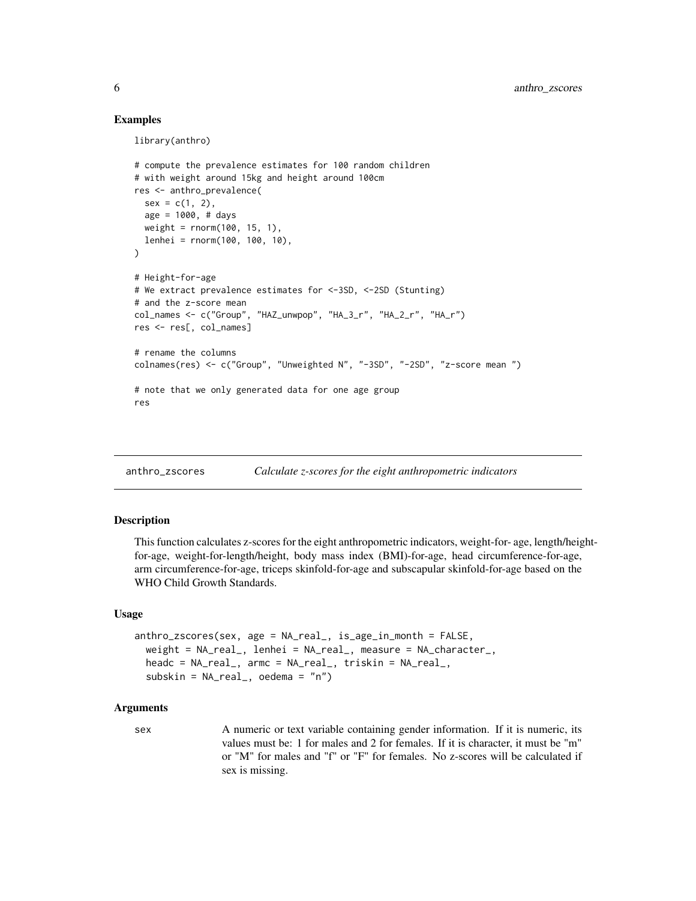### Examples

```
library(anthro)

# compute the prevalence estimates for 100 random children
# with weight around 15kg and height around 100cm
res <- anthro_prevalence(
  sex = c(1, 2),
  age = 1000, # days
  weight = rnorm(100, 15, 1),
  lenhei = rnorm(100, 100, 10),
)

# Height-for-age
# We extract prevalence estimates for <-3SD, <-2SD (Stunting)
# and the z-score mean
col_names <- c("Group", "HAZ_unwpop", "HA_3_r", "HA_2_r", "HA_r")
res <- res[, col_names]

# rename the columns
colnames(res) <- c("Group", "Unweighted N", "-3SD", "-2SD", "z-score mean ")

# note that we only generated data for one age group
res
```

---

## anthro_zscores — *Calculate z-scores for the eight anthropometric indicators*

---

### Description

This function calculates z-scores for the eight anthropometric indicators, weight-for- age, length/height-for-age, weight-for-length/height, body mass index (BMI)-for-age, head circumference-for-age, arm circumference-for-age, triceps skinfold-for-age and subscapular skinfold-for-age based on the WHO Child Growth Standards.

### Usage

```
anthro_zscores(sex, age = NA_real_, is_age_in_month = FALSE,
  weight = NA_real_, lenhei = NA_real_, measure = NA_character_,
  headc = NA_real_, armc = NA_real_, triskin = NA_real_,
  subskin = NA_real_, oedema = "n")
```

### Arguments

| | |
|---|---|
| sex | A numeric or text variable containing gender information. If it is numeric, its values must be: 1 for males and 2 for females. If it is character, it must be "m" or "M" for males and "f" or "F" for females. No z-scores will be calculated if sex is missing. |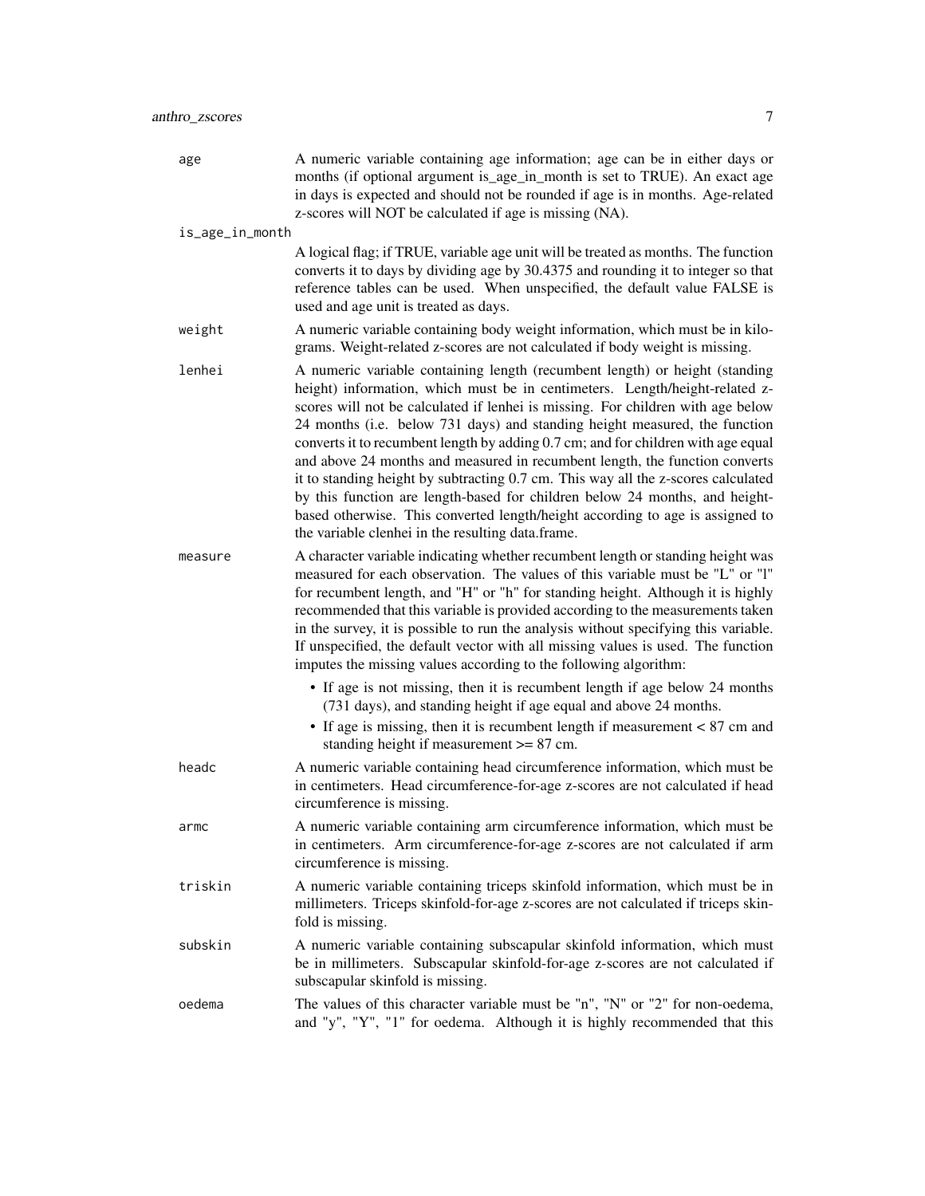`age`
: A numeric variable containing age information; age can be in either days or months (if optional argument is_age_in_month is set to TRUE). An exact age in days is expected and should not be rounded if age is in months. Age-related z-scores will NOT be calculated if age is missing (NA).

`is_age_in_month`
: A logical flag; if TRUE, variable age unit will be treated as months. The function converts it to days by dividing age by 30.4375 and rounding it to integer so that reference tables can be used. When unspecified, the default value FALSE is used and age unit is treated as days.

`weight`
: A numeric variable containing body weight information, which must be in kilograms. Weight-related z-scores are not calculated if body weight is missing.

`lenhei`
: A numeric variable containing length (recumbent length) or height (standing height) information, which must be in centimeters. Length/height-related z-scores will not be calculated if lenhei is missing. For children with age below 24 months (i.e. below 731 days) and standing height measured, the function converts it to recumbent length by adding 0.7 cm; and for children with age equal and above 24 months and measured in recumbent length, the function converts it to standing height by subtracting 0.7 cm. This way all the z-scores calculated by this function are length-based for children below 24 months, and height-based otherwise. This converted length/height according to age is assigned to the variable clenhei in the resulting data.frame.

`measure`
: A character variable indicating whether recumbent length or standing height was measured for each observation. The values of this variable must be "L" or "l" for recumbent length, and "H" or "h" for standing height. Although it is highly recommended that this variable is provided according to the measurements taken in the survey, it is possible to run the analysis without specifying this variable. If unspecified, the default vector with all missing values is used. The function imputes the missing values according to the following algorithm:

  - If age is not missing, then it is recumbent length if age below 24 months (731 days), and standing height if age equal and above 24 months.
  - If age is missing, then it is recumbent length if measurement < 87 cm and standing height if measurement >= 87 cm.

`headc`
: A numeric variable containing head circumference information, which must be in centimeters. Head circumference-for-age z-scores are not calculated if head circumference is missing.

`armc`
: A numeric variable containing arm circumference information, which must be in centimeters. Arm circumference-for-age z-scores are not calculated if arm circumference is missing.

`triskin`
: A numeric variable containing triceps skinfold information, which must be in millimeters. Triceps skinfold-for-age z-scores are not calculated if triceps skinfold is missing.

`subskin`
: A numeric variable containing subscapular skinfold information, which must be in millimeters. Subscapular skinfold-for-age z-scores are not calculated if subscapular skinfold is missing.

`oedema`
: The values of this character variable must be "n", "N" or "2" for non-oedema, and "y", "Y", "1" for oedema. Although it is highly recommended that this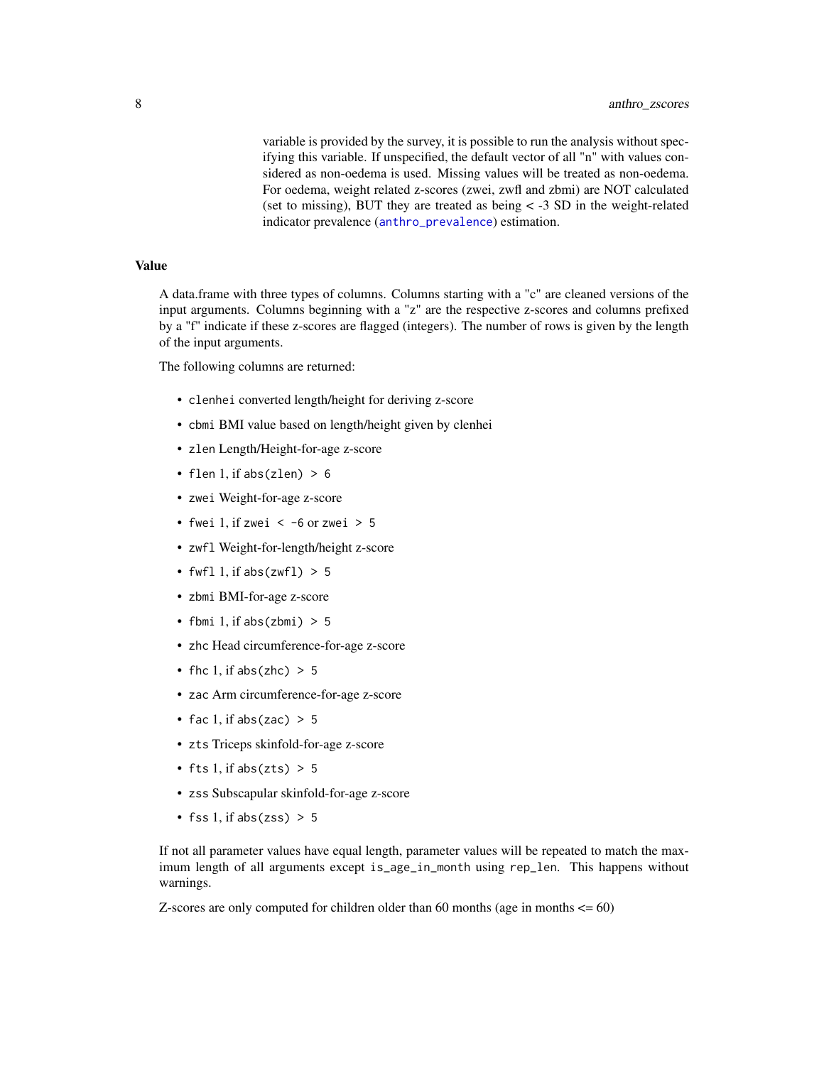variable is provided by the survey, it is possible to run the analysis without specifying this variable. If unspecified, the default vector of all "n" with values considered as non-oedema is used. Missing values will be treated as non-oedema. For oedema, weight related z-scores (zwei, zwfl and zbmi) are NOT calculated (set to missing), BUT they are treated as being < -3 SD in the weight-related indicator prevalence (`anthro_prevalence`) estimation.

## Value

A data.frame with three types of columns. Columns starting with a "c" are cleaned versions of the input arguments. Columns beginning with a "z" are the respective z-scores and columns prefixed by a "f" indicate if these z-scores are flagged (integers). The number of rows is given by the length of the input arguments.

The following columns are returned:

- `clenhei` converted length/height for deriving z-score
- `cbmi` BMI value based on length/height given by clenhei
- `zlen` Length/Height-for-age z-score
- `flen` 1, if `abs(zlen) > 6`
- `zwei` Weight-for-age z-score
- `fwei` 1, if `zwei < -6` or `zwei > 5`
- `zwfl` Weight-for-length/height z-score
- `fwfl` 1, if `abs(zwfl) > 5`
- `zbmi` BMI-for-age z-score
- `fbmi` 1, if `abs(zbmi) > 5`
- `zhc` Head circumference-for-age z-score
- `fhc` 1, if `abs(zhc) > 5`
- `zac` Arm circumference-for-age z-score
- `fac` 1, if `abs(zac) > 5`
- `zts` Triceps skinfold-for-age z-score
- `fts` 1, if `abs(zts) > 5`
- `zss` Subscapular skinfold-for-age z-score
- `fss` 1, if `abs(zss) > 5`

If not all parameter values have equal length, parameter values will be repeated to match the maximum length of all arguments except `is_age_in_month` using `rep_len`. This happens without warnings.

Z-scores are only computed for children older than 60 months (age in months <= 60)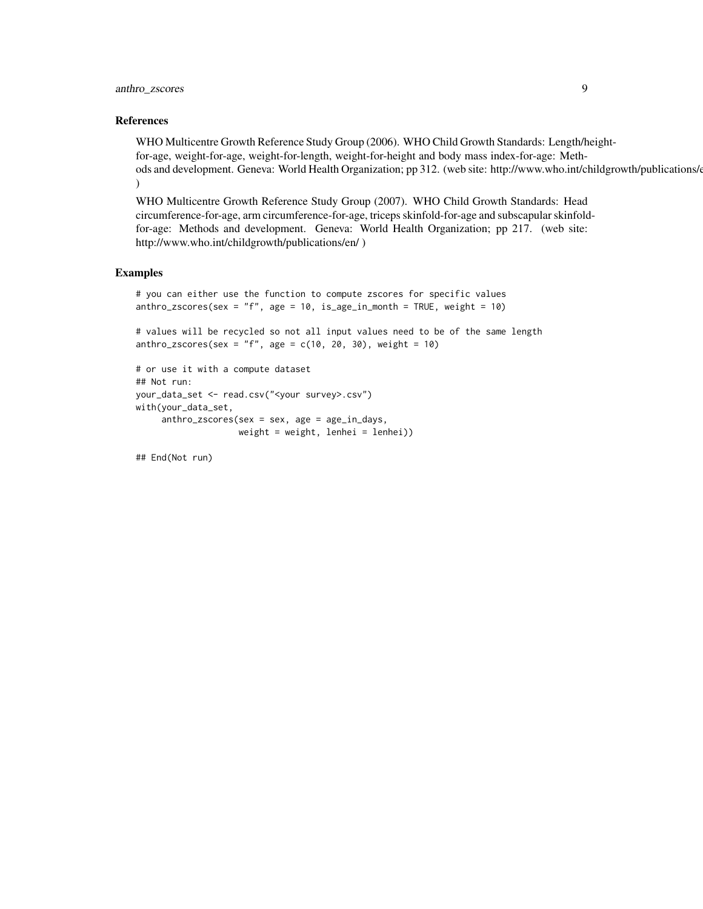## References

WHO Multicentre Growth Reference Study Group (2006). WHO Child Growth Standards: Length/height-for-age, weight-for-age, weight-for-length, weight-for-height and body mass index-for-age: Methods and development. Geneva: World Health Organization; pp 312. (web site: http://www.who.int/childgrowth/publications/e )

WHO Multicentre Growth Reference Study Group (2007). WHO Child Growth Standards: Head circumference-for-age, arm circumference-for-age, triceps skinfold-for-age and subscapular skinfold-for-age: Methods and development. Geneva: World Health Organization; pp 217. (web site: http://www.who.int/childgrowth/publications/en/ )

## Examples

```
# you can either use the function to compute zscores for specific values
anthro_zscores(sex = "f", age = 10, is_age_in_month = TRUE, weight = 10)

# values will be recycled so not all input values need to be of the same length
anthro_zscores(sex = "f", age = c(10, 20, 30), weight = 10)

# or use it with a compute dataset
## Not run:
your_data_set <- read.csv("<your survey>.csv")
with(your_data_set,
     anthro_zscores(sex = sex, age = age_in_days,
                    weight = weight, lenhei = lenhei))

## End(Not run)
```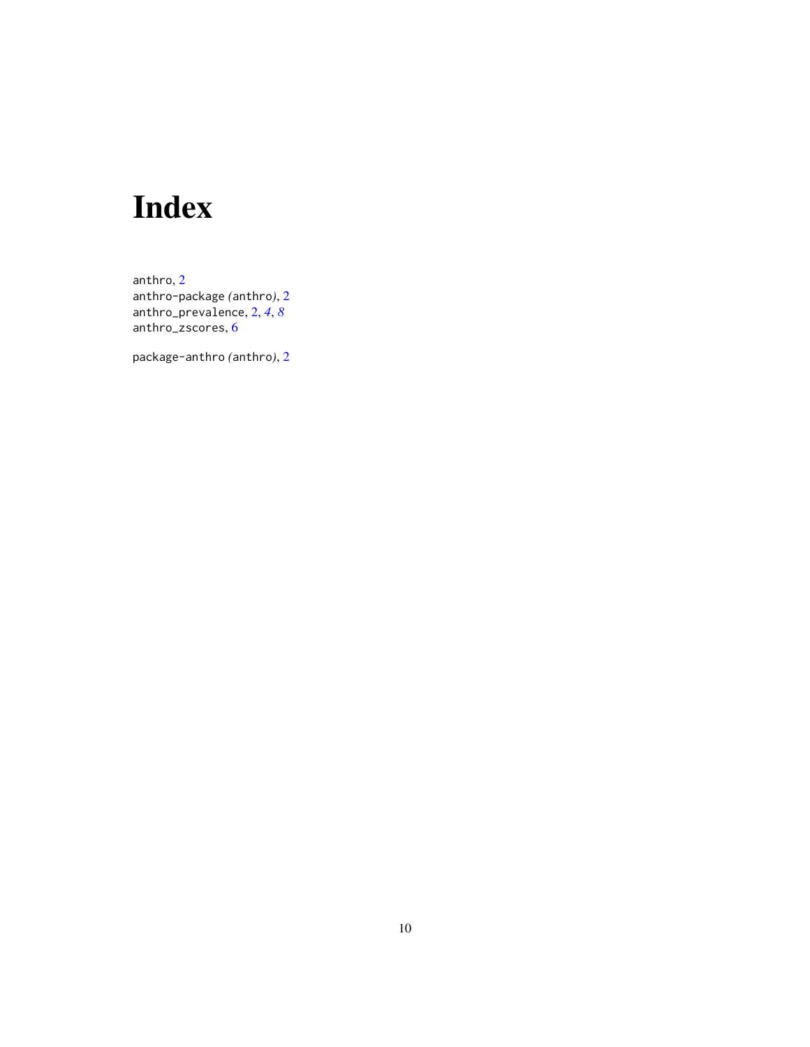# Index

anthro, 2
anthro-package *(*anthro*)*, 2
anthro_prevalence, 2, *4*, *8*
anthro_zscores, 6

package-anthro *(*anthro*)*, 2